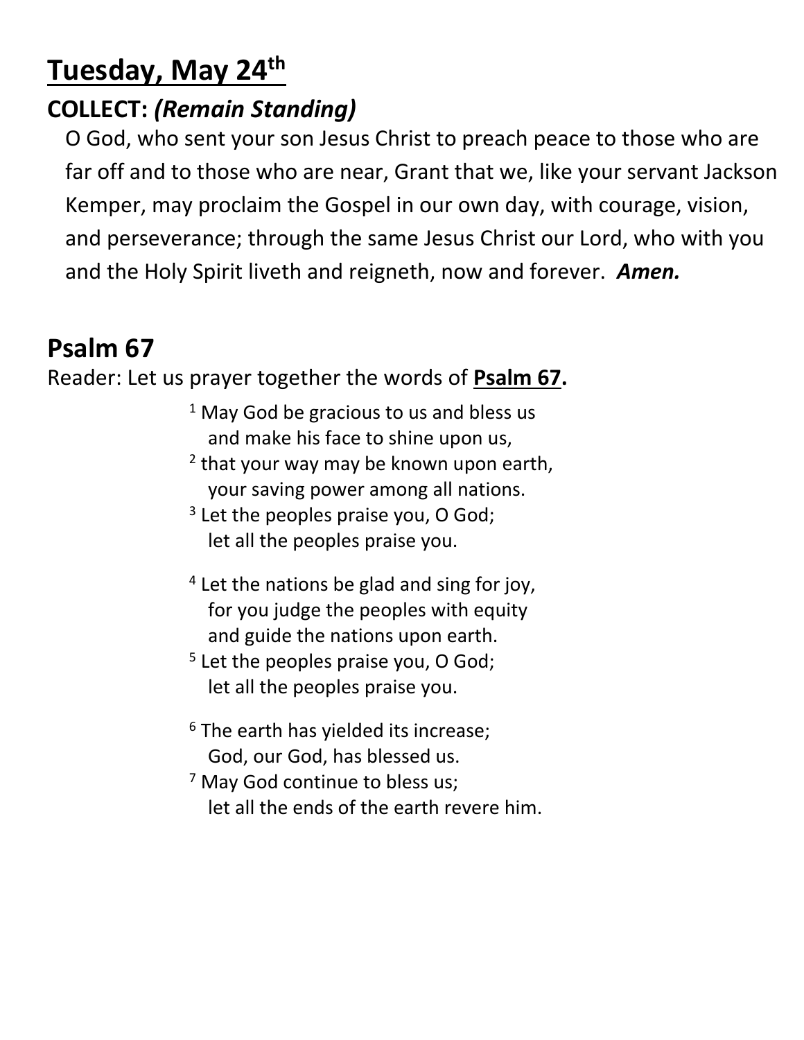# Tuesday, May 24th

## COLLECT: *(Remain Standing)*

O God, who sent your son Jesus Christ to preach peace to those who are far off and to those who are near, Grant that we, like your servant Jackson Kemper, may proclaim the Gospel in our own day, with courage, vision, and perseverance; through the same Jesus Christ our Lord, who with you and the Holy Spirit liveth and reigneth, now and forever. ***Amen.***

## Psalm 67

Reader: Let us prayer together the words of **Psalm 67.**

1 May God be gracious to us and bless us
  and make his face to shine upon us,
2 that your way may be known upon earth,
  your saving power among all nations.
3 Let the peoples praise you, O God;
  let all the peoples praise you.

4 Let the nations be glad and sing for joy,
  for you judge the peoples with equity
  and guide the nations upon earth.
5 Let the peoples praise you, O God;
  let all the peoples praise you.

6 The earth has yielded its increase;
  God, our God, has blessed us.
7 May God continue to bless us;
  let all the ends of the earth revere him.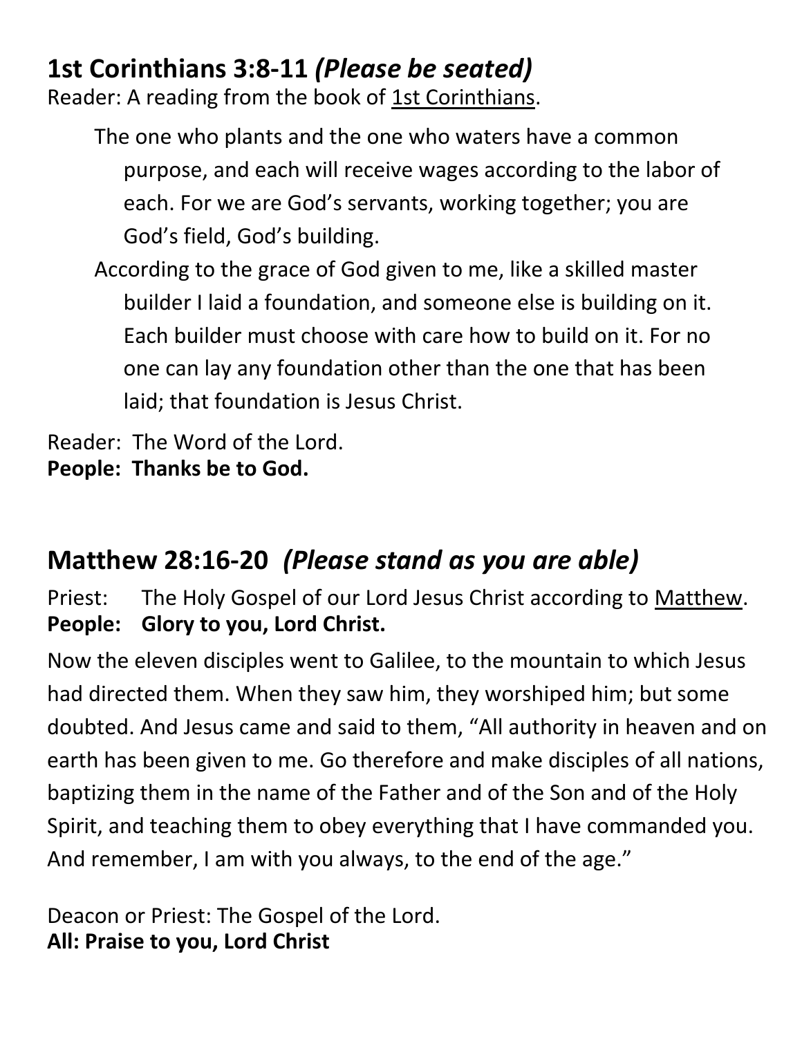## 1st Corinthians 3:8-11 *(Please be seated)*

Reader: A reading from the book of 1st Corinthians.

> The one who plants and the one who waters have a common purpose, and each will receive wages according to the labor of each. For we are God's servants, working together; you are God's field, God's building.
>
> According to the grace of God given to me, like a skilled master builder I laid a foundation, and someone else is building on it. Each builder must choose with care how to build on it. For no one can lay any foundation other than the one that has been laid; that foundation is Jesus Christ.

Reader: The Word of the Lord.
**People: Thanks be to God.**

## Matthew 28:16-20 *(Please stand as you are able)*

Priest: The Holy Gospel of our Lord Jesus Christ according to Matthew.
**People: Glory to you, Lord Christ.**

Now the eleven disciples went to Galilee, to the mountain to which Jesus had directed them. When they saw him, they worshiped him; but some doubted. And Jesus came and said to them, "All authority in heaven and on earth has been given to me. Go therefore and make disciples of all nations, baptizing them in the name of the Father and of the Son and of the Holy Spirit, and teaching them to obey everything that I have commanded you. And remember, I am with you always, to the end of the age."

Deacon or Priest: The Gospel of the Lord.
**All: Praise to you, Lord Christ**